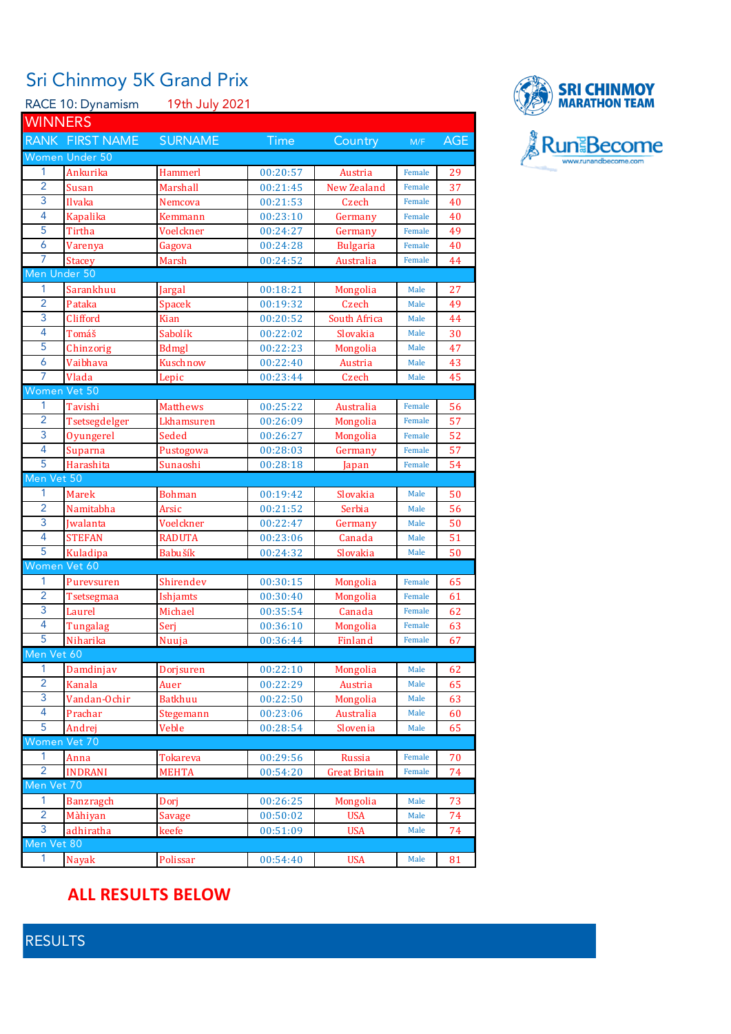# Sri Chinmoy 5K Grand Prix

RACE 10: Dynamism 19th July 2021

SRI CHINMOY MARATHON TEAM

RunandBecome www.runandbecome.com

## WINNERS

| RANK | FIRST NAME | SURNAME | Time | Country | M/F | AGE |
|---|---|---|---|---|---|---|
| **Women Under 50** | | | | | | |
| 1 | Ankurika | Hammerl | 00:20:57 | Austria | Female | 29 |
| 2 | Susan | Marshall | 00:21:45 | New Zealand | Female | 37 |
| 3 | Ilvaka | Nemcova | 00:21:53 | Czech | Female | 40 |
| 4 | Kapalika | Kemmann | 00:23:10 | Germany | Female | 40 |
| 5 | Tirtha | Voelckner | 00:24:27 | Germany | Female | 49 |
| 6 | Varenya | Gagova | 00:24:28 | Bulgaria | Female | 40 |
| 7 | Stacey | Marsh | 00:24:52 | Australia | Female | 44 |
| **Men Under 50** | | | | | | |
| 1 | Sarankhuu | Jargal | 00:18:21 | Mongolia | Male | 27 |
| 2 | Pataka | Spacek | 00:19:32 | Czech | Male | 49 |
| 3 | Clifford | Kian | 00:20:52 | South Africa | Male | 44 |
| 4 | Tomáš | Sabolík | 00:22:02 | Slovakia | Male | 30 |
| 5 | Chinzorig | Bdmgl | 00:22:23 | Mongolia | Male | 47 |
| 6 | Vaibhava | Kuschnow | 00:22:40 | Austria | Male | 43 |
| 7 | Vlada | Lepic | 00:23:44 | Czech | Male | 45 |
| **Women Vet 50** | | | | | | |
| 1 | Tavishi | Matthews | 00:25:22 | Australia | Female | 56 |
| 2 | Tsetsegdelger | Lkhamsuren | 00:26:09 | Mongolia | Female | 57 |
| 3 | Oyungerel | Seded | 00:26:27 | Mongolia | Female | 52 |
| 4 | Suparna | Pustogowa | 00:28:03 | Germany | Female | 57 |
| 5 | Harashita | Sunaoshi | 00:28:18 | Japan | Female | 54 |
| **Men Vet 50** | | | | | | |
| 1 | Marek | Bohman | 00:19:42 | Slovakia | Male | 50 |
| 2 | Namitabha | Arsic | 00:21:52 | Serbia | Male | 56 |
| 3 | Jwalanta | Voelckner | 00:22:47 | Germany | Male | 50 |
| 4 | STEFAN | RADUTA | 00:23:06 | Canada | Male | 51 |
| 5 | Kuladipa | Babušík | 00:24:32 | Slovakia | Male | 50 |
| **Women Vet 60** | | | | | | |
| 1 | Purevsuren | Shirendev | 00:30:15 | Mongolia | Female | 65 |
| 2 | Tsetsegmaa | Ishjamts | 00:30:40 | Mongolia | Female | 61 |
| 3 | Laurel | Michael | 00:35:54 | Canada | Female | 62 |
| 4 | Tungalag | Serj | 00:36:10 | Mongolia | Female | 63 |
| 5 | Niharika | Nuuja | 00:36:44 | Finland | Female | 67 |
| **Men Vet 60** | | | | | | |
| 1 | Damdinjav | Dorjsuren | 00:22:10 | Mongolia | Male | 62 |
| 2 | Kanala | Auer | 00:22:29 | Austria | Male | 65 |
| 3 | Vandan-Ochir | Batkhuu | 00:22:50 | Mongolia | Male | 63 |
| 4 | Prachar | Stegemann | 00:23:06 | Australia | Male | 60 |
| 5 | Andrej | Veble | 00:28:54 | Slovenia | Male | 65 |
| **Women Vet 70** | | | | | | |
| 1 | Anna | Tokareva | 00:29:56 | Russia | Female | 70 |
| 2 | INDRANI | MEHTA | 00:54:20 | Great Britain | Female | 74 |
| **Men Vet 70** | | | | | | |
| 1 | Banzragch | Dorj | 00:26:25 | Mongolia | Male | 73 |
| 2 | Màhiyan | Savage | 00:50:02 | USA | Male | 74 |
| 3 | adhiratha | keefe | 00:51:09 | USA | Male | 74 |
| **Men Vet 80** | | | | | | |
| 1 | Nayak | Polissar | 00:54:40 | USA | Male | 81 |

**ALL RESULTS BELOW**

## RESULTS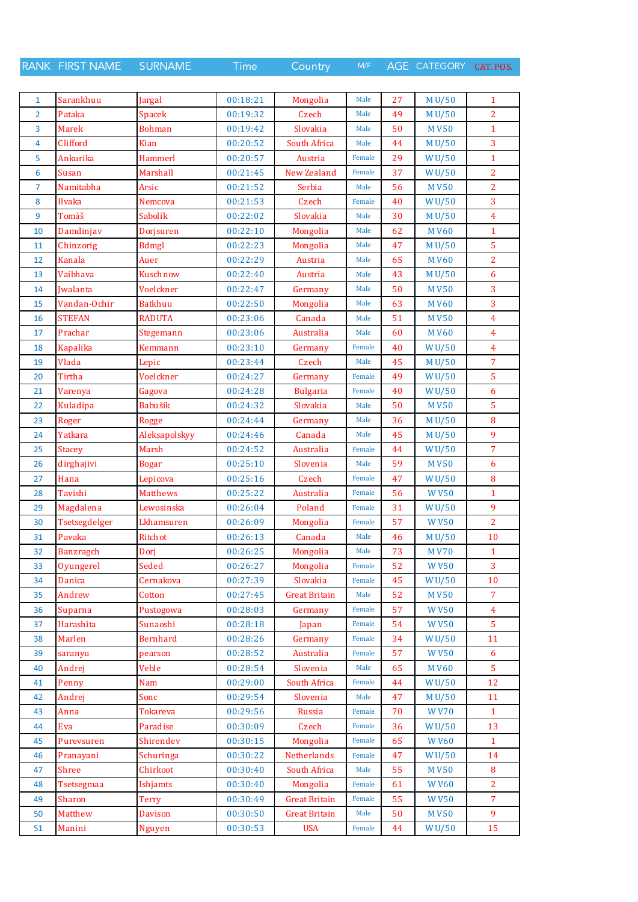| RANK | FIRST NAME | SURNAME | Time | Country | M/F | AGE | CATEGORY | CAT. POS. |
|---|---|---|---|---|---|---|---|---|
| 1 | Sarankhuu | Jargal | 00:18:21 | Mongolia | Male | 27 | M U/50 | 1 |
| 2 | Pataka | Spacek | 00:19:32 | Czech | Male | 49 | M U/50 | 2 |
| 3 | Marek | Bohman | 00:19:42 | Slovakia | Male | 50 | M V50 | 1 |
| 4 | Clifford | Kian | 00:20:52 | South Africa | Male | 44 | M U/50 | 3 |
| 5 | Ankurika | Hammerl | 00:20:57 | Austria | Female | 29 | W U/50 | 1 |
| 6 | Susan | Marshall | 00:21:45 | New Zealand | Female | 37 | W U/50 | 2 |
| 7 | Namitabha | Arsic | 00:21:52 | Serbia | Male | 56 | M V50 | 2 |
| 8 | Ilvaka | Nemcova | 00:21:53 | Czech | Female | 40 | W U/50 | 3 |
| 9 | Tomáš | Sabolík | 00:22:02 | Slovakia | Male | 30 | M U/50 | 4 |
| 10 | Damdinjav | Dorjsuren | 00:22:10 | Mongolia | Male | 62 | M V60 | 1 |
| 11 | Chinzorig | Bdmgl | 00:22:23 | Mongolia | Male | 47 | M U/50 | 5 |
| 12 | Kanala | Auer | 00:22:29 | Austria | Male | 65 | M V60 | 2 |
| 13 | Vaibhava | Kuschnow | 00:22:40 | Austria | Male | 43 | M U/50 | 6 |
| 14 | Jwalanta | Voelckner | 00:22:47 | Germany | Male | 50 | M V50 | 3 |
| 15 | Vandan-Ochir | Batkhuu | 00:22:50 | Mongolia | Male | 63 | M V60 | 3 |
| 16 | STEFAN | RADUTA | 00:23:06 | Canada | Male | 51 | M V50 | 4 |
| 17 | Prachar | Stegemann | 00:23:06 | Australia | Male | 60 | M V60 | 4 |
| 18 | Kapalika | Kemmann | 00:23:10 | Germany | Female | 40 | W U/50 | 4 |
| 19 | Vlada | Lepic | 00:23:44 | Czech | Male | 45 | M U/50 | 7 |
| 20 | Tirtha | Voelckner | 00:24:27 | Germany | Female | 49 | W U/50 | 5 |
| 21 | Varenya | Gagova | 00:24:28 | Bulgaria | Female | 40 | W U/50 | 6 |
| 22 | Kuladipa | Babušík | 00:24:32 | Slovakia | Male | 50 | M V50 | 5 |
| 23 | Roger | Rogge | 00:24:44 | Germany | Male | 36 | M U/50 | 8 |
| 24 | Yatkara | Aleksapolskyy | 00:24:46 | Canada | Male | 45 | M U/50 | 9 |
| 25 | Stacey | Marsh | 00:24:52 | Australia | Female | 44 | W U/50 | 7 |
| 26 | dirghajivi | Bogar | 00:25:10 | Slovenia | Male | 59 | M V50 | 6 |
| 27 | Hana | Lepicova | 00:25:16 | Czech | Female | 47 | W U/50 | 8 |
| 28 | Tavishi | Matthews | 00:25:22 | Australia | Female | 56 | W V50 | 1 |
| 29 | Magdalena | Lewosinska | 00:26:04 | Poland | Female | 31 | W U/50 | 9 |
| 30 | Tsetsegdelger | Lkhamsuren | 00:26:09 | Mongolia | Female | 57 | W V50 | 2 |
| 31 | Pavaka | Ritchot | 00:26:13 | Canada | Male | 46 | M U/50 | 10 |
| 32 | Banzragch | Dorj | 00:26:25 | Mongolia | Male | 73 | M V70 | 1 |
| 33 | Oyungerel | Seded | 00:26:27 | Mongolia | Female | 52 | W V50 | 3 |
| 34 | Danica | Cernakova | 00:27:39 | Slovakia | Female | 45 | W U/50 | 10 |
| 35 | Andrew | Cotton | 00:27:45 | Great Britain | Male | 52 | M V50 | 7 |
| 36 | Suparna | Pustogowa | 00:28:03 | Germany | Female | 57 | W V50 | 4 |
| 37 | Harashita | Sunaoshi | 00:28:18 | Japan | Female | 54 | W V50 | 5 |
| 38 | Marlen | Bernhard | 00:28:26 | Germany | Female | 34 | W U/50 | 11 |
| 39 | saranyu | pearson | 00:28:52 | Australia | Female | 57 | W V50 | 6 |
| 40 | Andrej | Veble | 00:28:54 | Slovenia | Male | 65 | M V60 | 5 |
| 41 | Penny | Nam | 00:29:00 | South Africa | Female | 44 | W U/50 | 12 |
| 42 | Andrej | Sonc | 00:29:54 | Slovenia | Male | 47 | M U/50 | 11 |
| 43 | Anna | Tokareva | 00:29:56 | Russia | Female | 70 | W V70 | 1 |
| 44 | Eva | Paradise | 00:30:09 | Czech | Female | 36 | W U/50 | 13 |
| 45 | Purevsuren | Shirendev | 00:30:15 | Mongolia | Female | 65 | W V60 | 1 |
| 46 | Pranayani | Schuringa | 00:30:22 | Netherlands | Female | 47 | W U/50 | 14 |
| 47 | Shree | Chirkoot | 00:30:40 | South Africa | Male | 55 | M V50 | 8 |
| 48 | Tsetsegmaa | Ishjamts | 00:30:40 | Mongolia | Female | 61 | W V60 | 2 |
| 49 | Sharon | Terry | 00:30:49 | Great Britain | Female | 55 | W V50 | 7 |
| 50 | Matthew | Davison | 00:30:50 | Great Britain | Male | 50 | M V50 | 9 |
| 51 | Manini | Nguyen | 00:30:53 | USA | Female | 44 | W U/50 | 15 |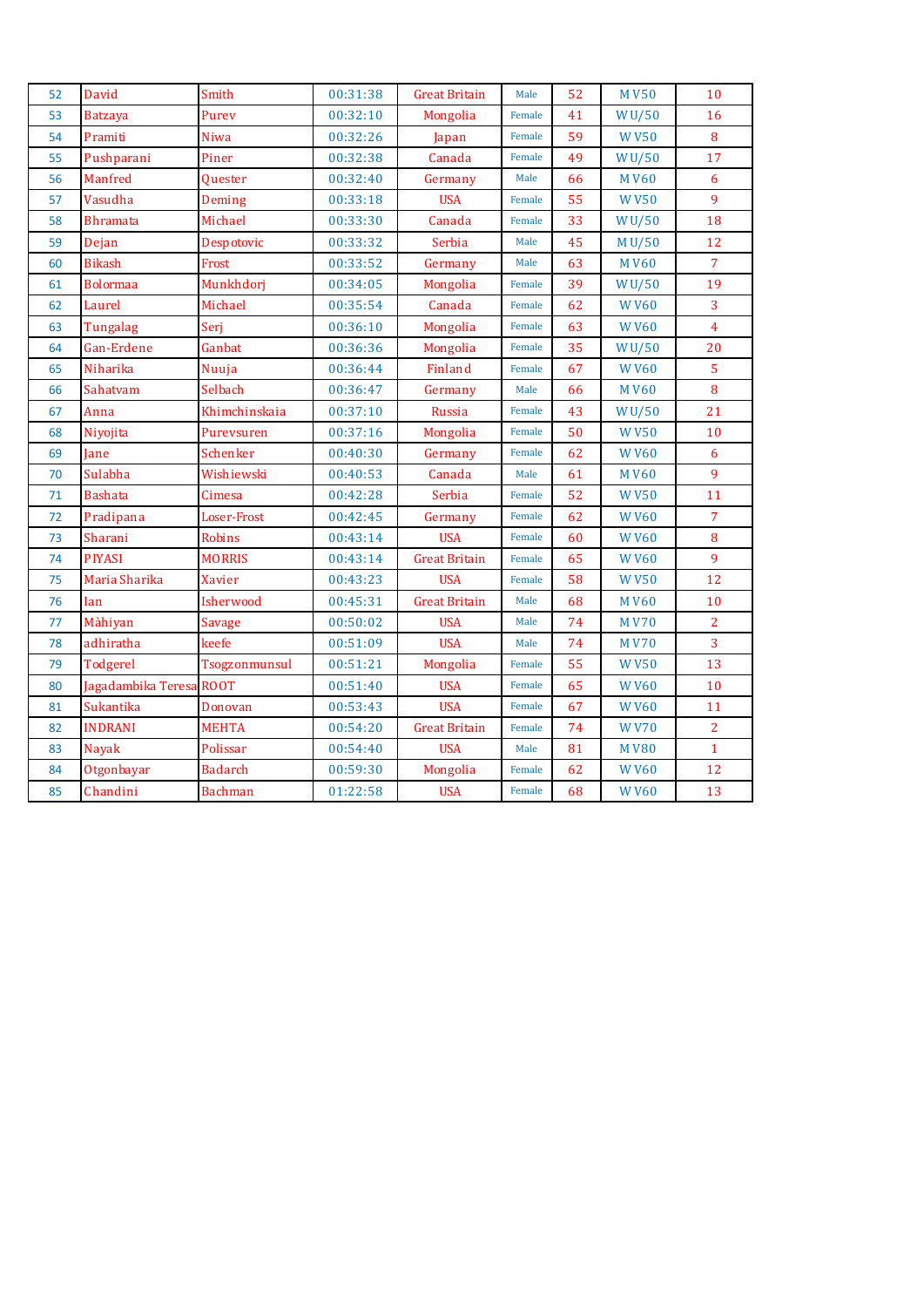| | | | | | | | | |
|---|---|---|---|---|---|---|---|---|
| 52 | David | Smith | 00:31:38 | Great Britain | Male | 52 | M V50 | 10 |
| 53 | Batzaya | Purev | 00:32:10 | Mongolia | Female | 41 | W U/50 | 16 |
| 54 | Pramiti | Niwa | 00:32:26 | Japan | Female | 59 | W V50 | 8 |
| 55 | Pushparani | Piner | 00:32:38 | Canada | Female | 49 | W U/50 | 17 |
| 56 | Manfred | Quester | 00:32:40 | Germany | Male | 66 | M V60 | 6 |
| 57 | Vasudha | Deming | 00:33:18 | USA | Female | 55 | W V50 | 9 |
| 58 | Bhramata | Michael | 00:33:30 | Canada | Female | 33 | W U/50 | 18 |
| 59 | Dejan | Despotovic | 00:33:32 | Serbia | Male | 45 | M U/50 | 12 |
| 60 | Bikash | Frost | 00:33:52 | Germany | Male | 63 | M V60 | 7 |
| 61 | Bolormaa | Munkhdorj | 00:34:05 | Mongolia | Female | 39 | W U/50 | 19 |
| 62 | Laurel | Michael | 00:35:54 | Canada | Female | 62 | W V60 | 3 |
| 63 | Tungalag | Serj | 00:36:10 | Mongolia | Female | 63 | W V60 | 4 |
| 64 | Gan-Erdene | Ganbat | 00:36:36 | Mongolia | Female | 35 | W U/50 | 20 |
| 65 | Niharika | Nuuja | 00:36:44 | Finland | Female | 67 | W V60 | 5 |
| 66 | Sahatvam | Selbach | 00:36:47 | Germany | Male | 66 | M V60 | 8 |
| 67 | Anna | Khimchinskaia | 00:37:10 | Russia | Female | 43 | W U/50 | 21 |
| 68 | Niyojita | Purevsuren | 00:37:16 | Mongolia | Female | 50 | W V50 | 10 |
| 69 | Jane | Schenker | 00:40:30 | Germany | Female | 62 | W V60 | 6 |
| 70 | Sulabha | Wishiewski | 00:40:53 | Canada | Male | 61 | M V60 | 9 |
| 71 | Bashata | Cimesa | 00:42:28 | Serbia | Female | 52 | W V50 | 11 |
| 72 | Pradipana | Loser-Frost | 00:42:45 | Germany | Female | 62 | W V60 | 7 |
| 73 | Sharani | Robins | 00:43:14 | USA | Female | 60 | W V60 | 8 |
| 74 | PIYASI | MORRIS | 00:43:14 | Great Britain | Female | 65 | W V60 | 9 |
| 75 | Maria Sharika | Xavier | 00:43:23 | USA | Female | 58 | W V50 | 12 |
| 76 | Ian | Isherwood | 00:45:31 | Great Britain | Male | 68 | M V60 | 10 |
| 77 | Màhiyan | Savage | 00:50:02 | USA | Male | 74 | M V70 | 2 |
| 78 | adhiratha | keefe | 00:51:09 | USA | Male | 74 | M V70 | 3 |
| 79 | Todgerel | Tsogzonmunsul | 00:51:21 | Mongolia | Female | 55 | W V50 | 13 |
| 80 | Jagadambika Teresa | ROOT | 00:51:40 | USA | Female | 65 | W V60 | 10 |
| 81 | Sukantika | Donovan | 00:53:43 | USA | Female | 67 | W V60 | 11 |
| 82 | INDRANI | MEHTA | 00:54:20 | Great Britain | Female | 74 | W V70 | 2 |
| 83 | Nayak | Polissar | 00:54:40 | USA | Male | 81 | M V80 | 1 |
| 84 | Otgonbayar | Badarch | 00:59:30 | Mongolia | Female | 62 | W V60 | 12 |
| 85 | Chandini | Bachman | 01:22:58 | USA | Female | 68 | W V60 | 13 |